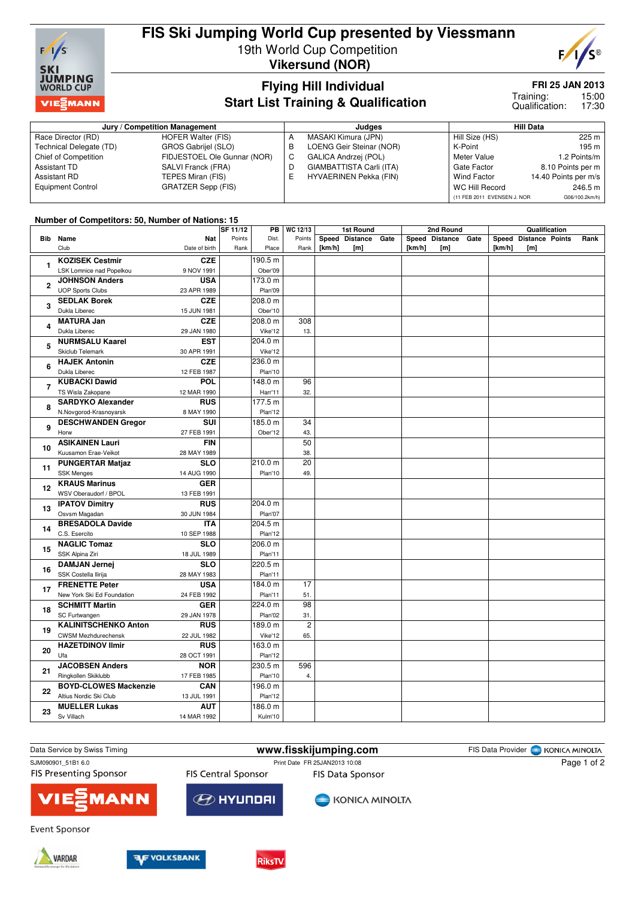# FIS Ski Jumping World Cup presented by Viessmann

19th World Cup Competition
**Vikersund (NOR)**

## Flying Hill Individual
## Start List Training & Qualification

**FRI 25 JAN 2013**
Training: 15:00
Qualification: 17:30

| Jury / Competition Management | | Judges | | Hill Data | |
|---|---|---|---|---|---|
| Race Director (RD) | HOFER Walter (FIS) | A | MASAKI Kimura (JPN) | Hill Size (HS) | 225 m |
| Technical Delegate (TD) | GROS Gabrijel (SLO) | B | LOENG Geir Steinar (NOR) | K-Point | 195 m |
| Chief of Competition | FIDJESTOEL Ole Gunnar (NOR) | C | GALICA Andrzej (POL) | Meter Value | 1.2 Points/m |
| Assistant TD | SALVI Franck (FRA) | D | GIAMBATTISTA Carli (ITA) | Gate Factor | 8.10 Points per m |
| Assistant RD | TEPES Miran (FIS) | E | HYVAERINEN Pekka (FIN) | Wind Factor | 14.40 Points per m/s |
| Equipment Control | GRATZER Sepp (FIS) | | | WC Hill Record | 246.5 m |
| | | | | (11 FEB 2011 EVENSEN J. NOR | G06/100.2km/h) |

**Number of Competitors: 50, Number of Nations: 15**

| Bib | Name / Club | Nat / Date of birth | SF 11/12 Points / Rank | PB Dist. / Place | WC 12/13 Points / Rank | 1st Round Speed [km/h] | 1st Round Distance [m] | 1st Round Gate | 2nd Round Speed [km/h] | 2nd Round Distance [m] | 2nd Round Gate | Qualification Speed [km/h] | Qualification Distance [m] | Qualification Points | Qualification Rank |
|---|---|---|---|---|---|---|---|---|---|---|---|---|---|---|---|
| 1 | **KOZISEK Cestmir** LSK Lomnice nad Popelkou | **CZE** 9 NOV 1991 | | 190.5 m Ober'09 | | | | | | | | | | | |
| 2 | **JOHNSON Anders** UOP Sports Clubs | **USA** 23 APR 1989 | | 173.0 m Plan'09 | | | | | | | | | | | |
| 3 | **SEDLAK Borek** Dukla Liberec | **CZE** 15 JUN 1981 | | 208.0 m Ober'10 | | | | | | | | | | | |
| 4 | **MATURA Jan** Dukla Liberec | **CZE** 29 JAN 1980 | | 208.0 m Vike'12 | 308 13. | | | | | | | | | | |
| 5 | **NURMSALU Kaarel** Skiclub Telemark | **EST** 30 APR 1991 | | 204.0 m Vike'12 | | | | | | | | | | | |
| 6 | **HAJEK Antonin** Dukla Liberec | **CZE** 12 FEB 1987 | | 236.0 m Plan'10 | | | | | | | | | | | |
| 7 | **KUBACKI Dawid** TS Wisla Zakopane | **POL** 12 MAR 1990 | | 148.0 m Harr'11 | 96 32. | | | | | | | | | | |
| 8 | **SARDYKO Alexander** N.Novgorod-Krasnoyarsk | **RUS** 8 MAY 1990 | | 177.5 m Plan'12 | | | | | | | | | | | |
| 9 | **DESCHWANDEN Gregor** Horw | **SUI** 27 FEB 1991 | | 185.0 m Ober'12 | 34 43. | | | | | | | | | | |
| 10 | **ASIKAINEN Lauri** Kuusamon Erae-Veikot | **FIN** 28 MAY 1989 | | | 50 38. | | | | | | | | | | |
| 11 | **PUNGERTAR Matjaz** SSK Menges | **SLO** 14 AUG 1990 | | 210.0 m Plan'10 | 20 49. | | | | | | | | | | |
| 12 | **KRAUS Marinus** WSV Oberaudorf / BPOL | **GER** 13 FEB 1991 | | | | | | | | | | | | | |
| 13 | **IPATOV Dimitry** Osvsm Magadan | **RUS** 30 JUN 1984 | | 204.0 m Plan'07 | | | | | | | | | | | |
| 14 | **BRESADOLA Davide** C.S. Esercito | **ITA** 10 SEP 1988 | | 204.5 m Plan'12 | | | | | | | | | | | |
| 15 | **NAGLIC Tomaz** SSK Alpina Ziri | **SLO** 18 JUL 1989 | | 206.0 m Plan'11 | | | | | | | | | | | |
| 16 | **DAMJAN Jernej** SSK Costella Ilirija | **SLO** 28 MAY 1983 | | 220.5 m Plan'11 | | | | | | | | | | | |
| 17 | **FRENETTE Peter** New York Ski Ed Foundation | **USA** 24 FEB 1992 | | 184.0 m Plan'11 | 17 51. | | | | | | | | | | |
| 18 | **SCHMITT Martin** SC Furtwangen | **GER** 29 JAN 1978 | | 224.0 m Plan'02 | 98 31. | | | | | | | | | | |
| 19 | **KALINITSCHENKO Anton** CWSM Mezhdurechensk | **RUS** 22 JUL 1982 | | 189.0 m Vike'12 | 2 65. | | | | | | | | | | |
| 20 | **HAZETDINOV Ilmir** Ufa | **RUS** 28 OCT 1991 | | 163.0 m Plan'12 | | | | | | | | | | | |
| 21 | **JACOBSEN Anders** Ringkollen Skiklubb | **NOR** 17 FEB 1985 | | 230.5 m Plan'10 | 596 4. | | | | | | | | | | |
| 22 | **BOYD-CLOWES Mackenzie** Altius Nordic Ski Club | **CAN** 13 JUL 1991 | | 196.0 m Plan'12 | | | | | | | | | | | |
| 23 | **MUELLER Lukas** Sv Villach | **AUT** 14 MAR 1992 | | 186.0 m Kulm'10 | | | | | | | | | | | |

Data Service by Swiss Timing | www.fisskijumping.com | FIS Data Provider KONICA MINOLTA

SJM090901_51B1 6.0 | Print Date FR 25JAN2013 10:08

FIS Presenting Sponsor: VIESSMANN | FIS Central Sponsor: HYUNDAI | FIS Data Sponsor: KONICA MINOLTA

Event Sponsor: VARDAR, VOLKSBANK, RiksTV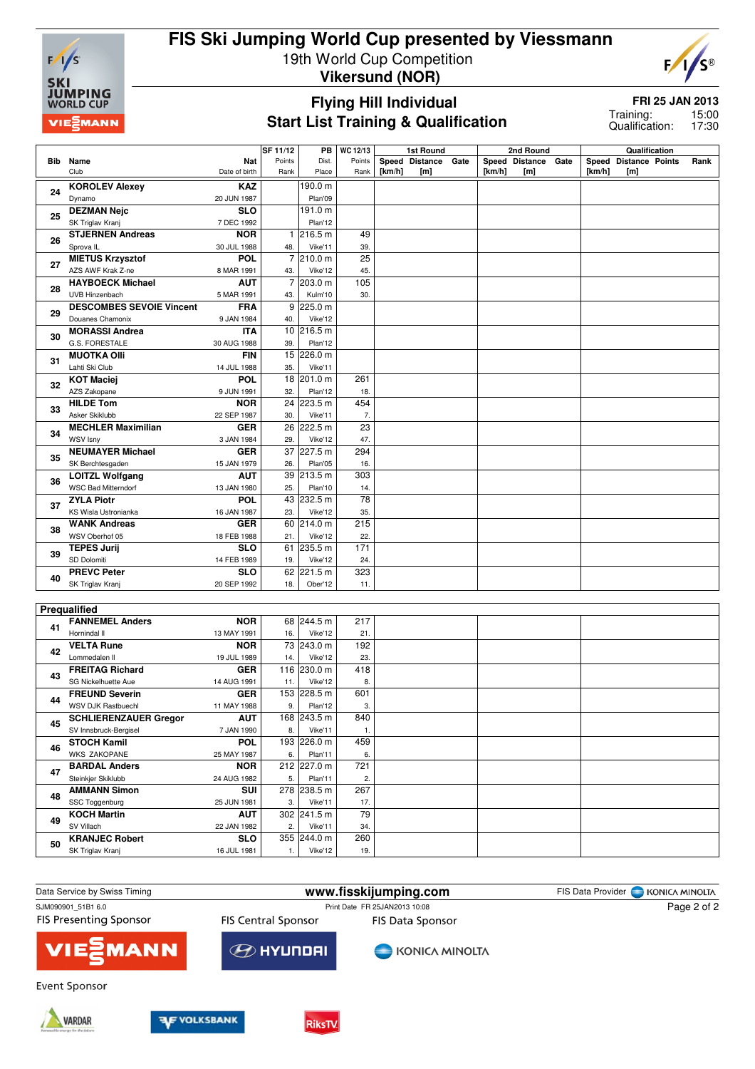# FIS Ski Jumping World Cup presented by Viessmann

19th World Cup Competition
**Vikersund (NOR)**

## Flying Hill Individual
## Start List Training & Qualification

**FRI 25 JAN 2013**
Training: 15:00
Qualification: 17:30

| Bib | Name / Club | Nat / Date of birth | SF 11/12 Points / Rank | PB Dist. / Place | WC 12/13 Points / Rank | 1st Round Speed [km/h] | 1st Round Distance [m] | 1st Round Gate | 2nd Round Speed [km/h] | 2nd Round Distance [m] | 2nd Round Gate | Qualification Speed [km/h] | Qualification Distance [m] | Qualification Points | Qualification Rank |
|---|---|---|---|---|---|---|---|---|---|---|---|---|---|---|---|
| 24 | KOROLEV Alexey / Dynamo | KAZ / 20 JUN 1987 | | 190.0 m / Plan'09 | | | | | | | | | | | |
| 25 | DEZMAN Nejc / SK Triglav Kranj | SLO / 7 DEC 1992 | | 191.0 m / Plan'12 | | | | | | | | | | | |
| 26 | STJERNEN Andreas / Sprova IL | NOR / 30 JUL 1988 | 1 / 48. | 216.5 m / Vike'11 | 49 / 39. | | | | | | | | | | |
| 27 | MIETUS Krzysztof / AZS AWF Krak Z-ne | POL / 8 MAR 1991 | 7 / 43. | 210.0 m / Vike'12 | 25 / 45. | | | | | | | | | | |
| 28 | HAYBOECK Michael / UVB Hinzenbach | AUT / 5 MAR 1991 | 7 / 43. | 203.0 m / Kulm'10 | 105 / 30. | | | | | | | | | | |
| 29 | DESCOMBES SEVOIE Vincent / Douanes Chamonix | FRA / 9 JAN 1984 | 9 / 40. | 225.0 m / Vike'12 | | | | | | | | | | | |
| 30 | MORASSI Andrea / G.S. FORESTALE | ITA / 30 AUG 1988 | 10 / 39. | 216.5 m / Plan'12 | | | | | | | | | | | |
| 31 | MUOTKA Olli / Lahti Ski Club | FIN / 14 JUL 1988 | 15 / 35. | 226.0 m / Vike'11 | | | | | | | | | | | |
| 32 | KOT Maciej / AZS Zakopane | POL / 9 JUN 1991 | 18 / 32. | 201.0 m / Plan'12 | 261 / 18. | | | | | | | | | | |
| 33 | HILDE Tom / Asker Skiklubb | NOR / 22 SEP 1987 | 24 / 30. | 223.5 m / Vike'11 | 454 / 7. | | | | | | | | | | |
| 34 | MECHLER Maximilian / WSV Isny | GER / 3 JAN 1984 | 26 / 29. | 222.5 m / Vike'12 | 23 / 47. | | | | | | | | | | |
| 35 | NEUMAYER Michael / SK Berchtesgaden | GER / 15 JAN 1979 | 37 / 26. | 227.5 m / Plan'05 | 294 / 16. | | | | | | | | | | |
| 36 | LOITZL Wolfgang / WSC Bad Mitterndorf | AUT / 13 JAN 1980 | 39 / 25. | 213.5 m / Plan'10 | 303 / 14. | | | | | | | | | | |
| 37 | ZYLA Piotr / KS Wisla Ustronianka | POL / 16 JAN 1987 | 43 / 23. | 232.5 m / Vike'12 | 78 / 35. | | | | | | | | | | |
| 38 | WANK Andreas / WSV Oberhof 05 | GER / 18 FEB 1988 | 60 / 21. | 214.0 m / Vike'12 | 215 / 22. | | | | | | | | | | |
| 39 | TEPES Jurij / SD Dolomiti | SLO / 14 FEB 1989 | 61 / 19. | 235.5 m / Vike'12 | 171 / 24. | | | | | | | | | | |
| 40 | PREVC Peter / SK Triglav Kranj | SLO / 20 SEP 1992 | 62 / 18. | 221.5 m / Ober'12 | 323 / 11. | | | | | | | | | | |

**Prequalified**

| Bib | Name / Club | Nat / Date of birth | SF 11/12 Points / Rank | PB Dist. / Place | WC 12/13 Points / Rank | 1st Round Speed [km/h] | 1st Round Distance [m] | 1st Round Gate | 2nd Round Speed [km/h] | 2nd Round Distance [m] | 2nd Round Gate | Qualification Speed [km/h] | Qualification Distance [m] | Qualification Points | Qualification Rank |
|---|---|---|---|---|---|---|---|---|---|---|---|---|---|---|---|
| 41 | FANNEMEL Anders / Hornindal Il | NOR / 13 MAY 1991 | 68 / 16. | 244.5 m / Vike'12 | 217 / 21. | | | | | | | | | | |
| 42 | VELTA Rune / Lommedalen Il | NOR / 19 JUL 1989 | 73 / 14. | 243.0 m / Vike'12 | 192 / 23. | | | | | | | | | | |
| 43 | FREITAG Richard / SG Nickelhuette Aue | GER / 14 AUG 1991 | 116 / 11. | 230.0 m / Vike'12 | 418 / 8. | | | | | | | | | | |
| 44 | FREUND Severin / WSV DJK Rastbuechl | GER / 11 MAY 1988 | 153 / 9. | 228.5 m / Plan'12 | 601 / 3. | | | | | | | | | | |
| 45 | SCHLIERENZAUER Gregor / SV Innsbruck-Bergisel | AUT / 7 JAN 1990 | 168 / 8. | 243.5 m / Vike'11 | 840 / 1. | | | | | | | | | | |
| 46 | STOCH Kamil / WKS ZAKOPANE | POL / 25 MAY 1987 | 193 / 6. | 226.0 m / Plan'11 | 459 / 6. | | | | | | | | | | |
| 47 | BARDAL Anders / Steinkjer Skiklubb | NOR / 24 AUG 1982 | 212 / 5. | 227.0 m / Plan'11 | 721 / 2. | | | | | | | | | | |
| 48 | AMMANN Simon / SSC Toggenburg | SUI / 25 JUN 1981 | 278 / 3. | 238.5 m / Vike'11 | 267 / 17. | | | | | | | | | | |
| 49 | KOCH Martin / SV Villach | AUT / 22 JAN 1982 | 302 / 2. | 241.5 m / Vike'11 | 79 / 34. | | | | | | | | | | |
| 50 | KRANJEC Robert / SK Triglav Kranj | SLO / 16 JUL 1981 | 355 / 1. | 244.0 m / Vike'12 | 260 / 19. | | | | | | | | | | |

Data Service by Swiss Timing — www.fisskijumping.com — FIS Data Provider KONICA MINOLTA

SJM090901_51B1 6.0 — Print Date FR 25JAN2013 10:08

FIS Presenting Sponsor: VIESSMANN — FIS Central Sponsor: HYUNDAI — FIS Data Sponsor: KONICA MINOLTA

Event Sponsor: VARDAR — VOLKSBANK — RiksTV